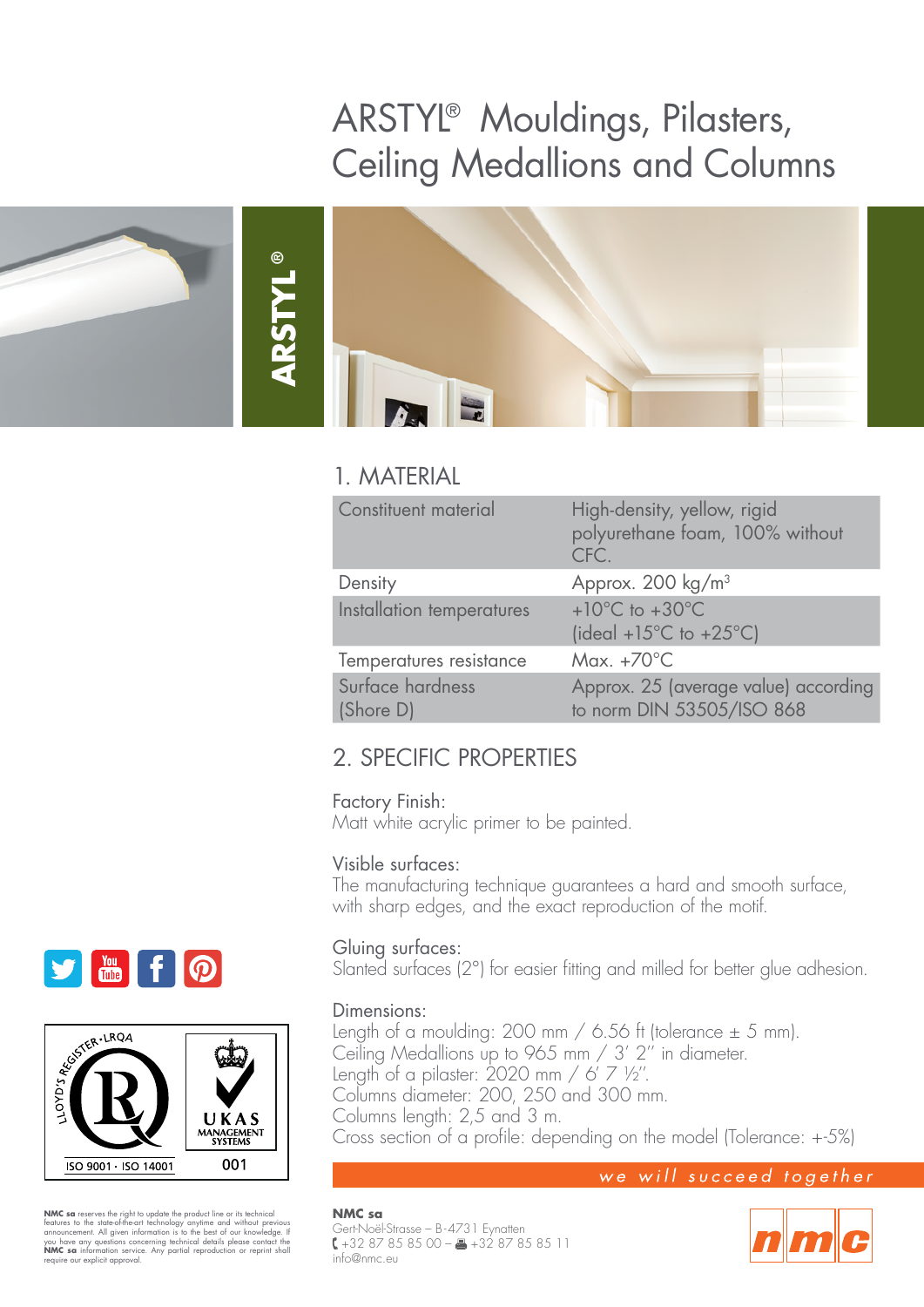# ARSTYL® Mouldings, Pilasters, Ceiling Medallions and Columns

## 1. MATERIAL

| | |
|---|---|
| Constituent material | High-density, yellow, rigid polyurethane foam, 100% without CFC. |
| Density | Approx. 200 kg/m³ |
| Installation temperatures | +10°C to +30°C (ideal +15°C to +25°C) |
| Temperatures resistance | Max. +70°C |
| Surface hardness (Shore D) | Approx. 25 (average value) according to norm DIN 53505/ISO 868 |

## 2. SPECIFIC PROPERTIES

Factory Finish:
Matt white acrylic primer to be painted.

Visible surfaces:
The manufacturing technique guarantees a hard and smooth surface, with sharp edges, and the exact reproduction of the motif.

Gluing surfaces:
Slanted surfaces (2°) for easier fitting and milled for better glue adhesion.

Dimensions:
Length of a moulding: 200 mm / 6.56 ft (tolerance ± 5 mm).
Ceiling Medallions up to 965 mm / 3' 2" in diameter.
Length of a pilaster: 2020 mm / 6' 7 ½".
Columns diameter: 200, 250 and 300 mm.
Columns length: 2,5 and 3 m.
Cross section of a profile: depending on the model (Tolerance: +-5%)

*we will succeed together*

ISO 9001 · ISO 14001 — UKAS Management Systems 001

**NMC sa** reserves the right to update the product line or its technical features to the state-of-the-art technology anytime and without previous announcement. All given information is to the best of our knowledge. If you have any questions concerning technical details please contact the **NMC sa** information service. Any partial reproduction or reprint shall require our explicit approval.

**NMC sa**
Gert-Noël-Strasse – B-4731 Eynatten
+32 87 85 85 00 – +32 87 85 85 11
info@nmc.eu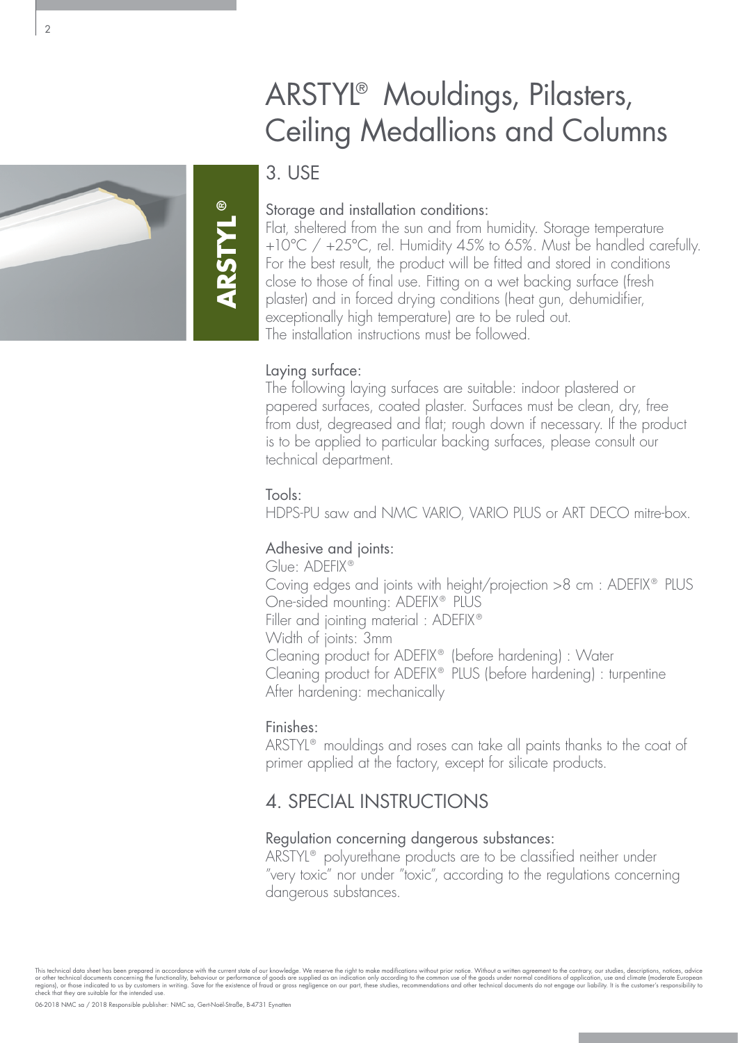# ARSTYL® Mouldings, Pilasters, Ceiling Medallions and Columns

## 3. USE

### Storage and installation conditions:

Flat, sheltered from the sun and from humidity. Storage temperature +10°C / +25°C, rel. Humidity 45% to 65%. Must be handled carefully. For the best result, the product will be fitted and stored in conditions close to those of final use. Fitting on a wet backing surface (fresh plaster) and in forced drying conditions (heat gun, dehumidifier, exceptionally high temperature) are to be ruled out.
The installation instructions must be followed.

### Laying surface:

The following laying surfaces are suitable: indoor plastered or papered surfaces, coated plaster. Surfaces must be clean, dry, free from dust, degreased and flat; rough down if necessary. If the product is to be applied to particular backing surfaces, please consult our technical department.

### Tools:

HDPS-PU saw and NMC VARIO, VARIO PLUS or ART DECO mitre-box.

### Adhesive and joints:

Glue: ADEFIX®
Coving edges and joints with height/projection >8 cm : ADEFIX® PLUS
One-sided mounting: ADEFIX® PLUS
Filler and jointing material : ADEFIX®
Width of joints: 3mm
Cleaning product for ADEFIX® (before hardening) : Water
Cleaning product for ADEFIX® PLUS (before hardening) : turpentine
After hardening: mechanically

### Finishes:

ARSTYL® mouldings and roses can take all paints thanks to the coat of primer applied at the factory, except for silicate products.

## 4. SPECIAL INSTRUCTIONS

### Regulation concerning dangerous substances:

ARSTYL® polyurethane products are to be classified neither under "very toxic" nor under "toxic", according to the regulations concerning dangerous substances.

This technical data sheet has been prepared in accordance with the current state of our knowledge. We reserve the right to make modifications without prior notice. Without a written agreement to the contrary, our studies, descriptions, notices, advice or other technical documents concerning the functionality, behaviour or performance of goods are supplied as an indication only according to the common use of the goods under normal conditions of application, use and climate (moderate European regions), or those indicated to us by customers in writing. Save for the existence of fraud or gross negligence on our part, these studies, recommendations and other technical documents do not engage our liability. It is the customer's responsibility to check that they are suitable for the intended use.

06-2018 NMC sa / 2018 Responsible publisher: NMC sa, Gert-Noël-Straße, B-4731 Eynatten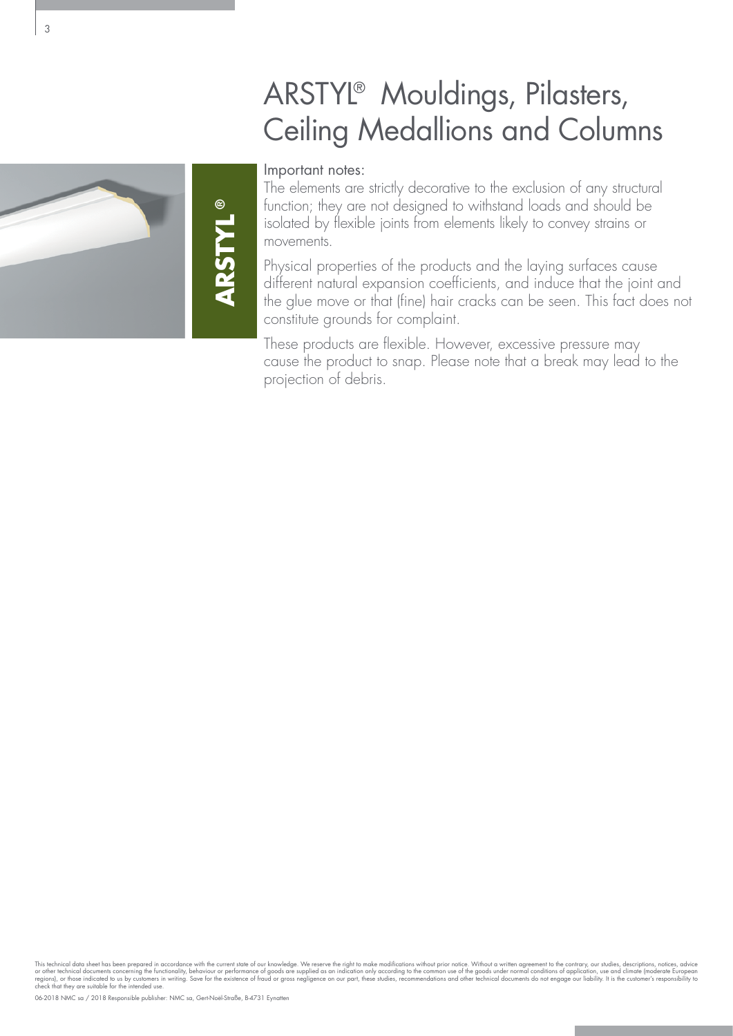# ARSTYL® Mouldings, Pilasters, Ceiling Medallions and Columns

ARSTYL®

Important notes:

The elements are strictly decorative to the exclusion of any structural function; they are not designed to withstand loads and should be isolated by flexible joints from elements likely to convey strains or movements.

Physical properties of the products and the laying surfaces cause different natural expansion coefficients, and induce that the joint and the glue move or that (fine) hair cracks can be seen. This fact does not constitute grounds for complaint.

These products are flexible. However, excessive pressure may cause the product to snap. Please note that a break may lead to the projection of debris.

This technical data sheet has been prepared in accordance with the current state of our knowledge. We reserve the right to make modifications without prior notice. Without a written agreement to the contrary, our studies, descriptions, notices, advice or other technical documents concerning the functionality, behaviour or performance of goods are supplied as an indication only according to the common use of the goods under normal conditions of application, use and climate (moderate European regions), or those indicated to us by customers in writing. Save for the existence of fraud or gross negligence on our part, these studies, recommendations and other technical documents do not engage our liability. It is the customer's responsibility to check that they are suitable for the intended use.

06-2018 NMC sa / 2018 Responsible publisher: NMC sa, Gert-Noël-Straße, B-4731 Eynatten